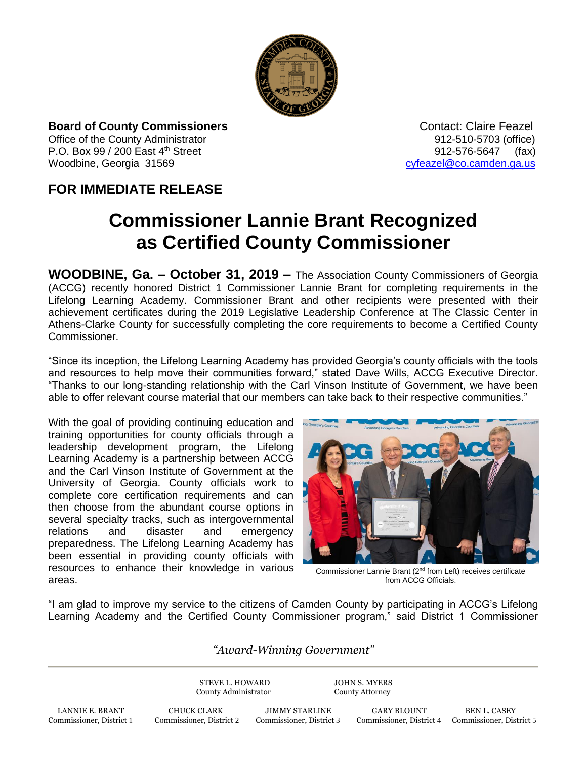**Board of County Commissioners**
Office of the County Administrator
P.O. Box 99 / 200 East 4th Street
Woodbine, Georgia 31569

Contact: Claire Feazel
912-510-5703 (office)
912-576-5647 (fax)
cyfeazel@co.camden.ga.us

## FOR IMMEDIATE RELEASE

# Commissioner Lannie Brant Recognized as Certified County Commissioner

**WOODBINE, Ga. – October 31, 2019 –** The Association County Commissioners of Georgia (ACCG) recently honored District 1 Commissioner Lannie Brant for completing requirements in the Lifelong Learning Academy. Commissioner Brant and other recipients were presented with their achievement certificates during the 2019 Legislative Leadership Conference at The Classic Center in Athens-Clarke County for successfully completing the core requirements to become a Certified County Commissioner.

"Since its inception, the Lifelong Learning Academy has provided Georgia's county officials with the tools and resources to help move their communities forward," stated Dave Wills, ACCG Executive Director. "Thanks to our long-standing relationship with the Carl Vinson Institute of Government, we have been able to offer relevant course material that our members can take back to their respective communities."

With the goal of providing continuing education and training opportunities for county officials through a leadership development program, the Lifelong Learning Academy is a partnership between ACCG and the Carl Vinson Institute of Government at the University of Georgia. County officials work to complete core certification requirements and can then choose from the abundant course options in several specialty tracks, such as intergovernmental relations and disaster and emergency preparedness. The Lifelong Learning Academy has been essential in providing county officials with resources to enhance their knowledge in various areas.

Commissioner Lannie Brant (2nd from Left) receives certificate from ACCG Officials.

"I am glad to improve my service to the citizens of Camden County by participating in ACCG's Lifelong Learning Academy and the Certified County Commissioner program," said District 1 Commissioner

*"Award-Winning Government"*

STEVE L. HOWARD, County Administrator | JOHN S. MYERS, County Attorney

LANNIE E. BRANT, Commissioner, District 1 | CHUCK CLARK, Commissioner, District 2 | JIMMY STARLINE, Commissioner, District 3 | GARY BLOUNT, Commissioner, District 4 | BEN L. CASEY, Commissioner, District 5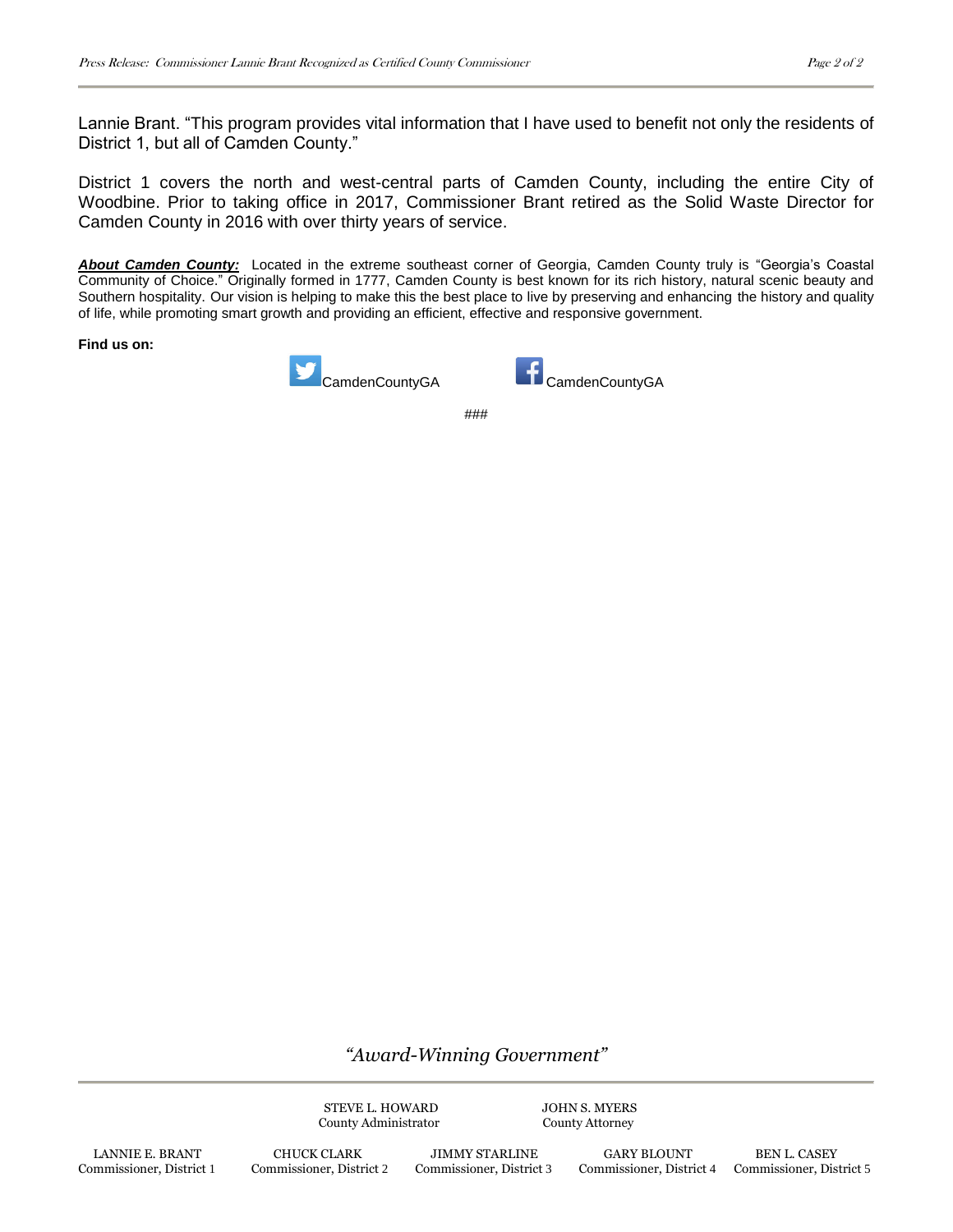Lannie Brant. “This program provides vital information that I have used to benefit not only the residents of District 1, but all of Camden County.”

District 1 covers the north and west-central parts of Camden County, including the entire City of Woodbine. Prior to taking office in 2017, Commissioner Brant retired as the Solid Waste Director for Camden County in 2016 with over thirty years of service.

***About Camden County:*** Located in the extreme southeast corner of Georgia, Camden County truly is “Georgia’s Coastal Community of Choice.” Originally formed in 1777, Camden County is best known for its rich history, natural scenic beauty and Southern hospitality. Our vision is helping to make this the best place to live by preserving and enhancing the history and quality of life, while promoting smart growth and providing an efficient, effective and responsive government.

**Find us on:**

CamdenCountyGA CamdenCountyGA

###

*“Award-Winning Government”*

STEVE L. HOWARD
County Administrator

JOHN S. MYERS
County Attorney

LANNIE E. BRANT
Commissioner, District 1

CHUCK CLARK
Commissioner, District 2

JIMMY STARLINE
Commissioner, District 3

GARY BLOUNT
Commissioner, District 4

BEN L. CASEY
Commissioner, District 5